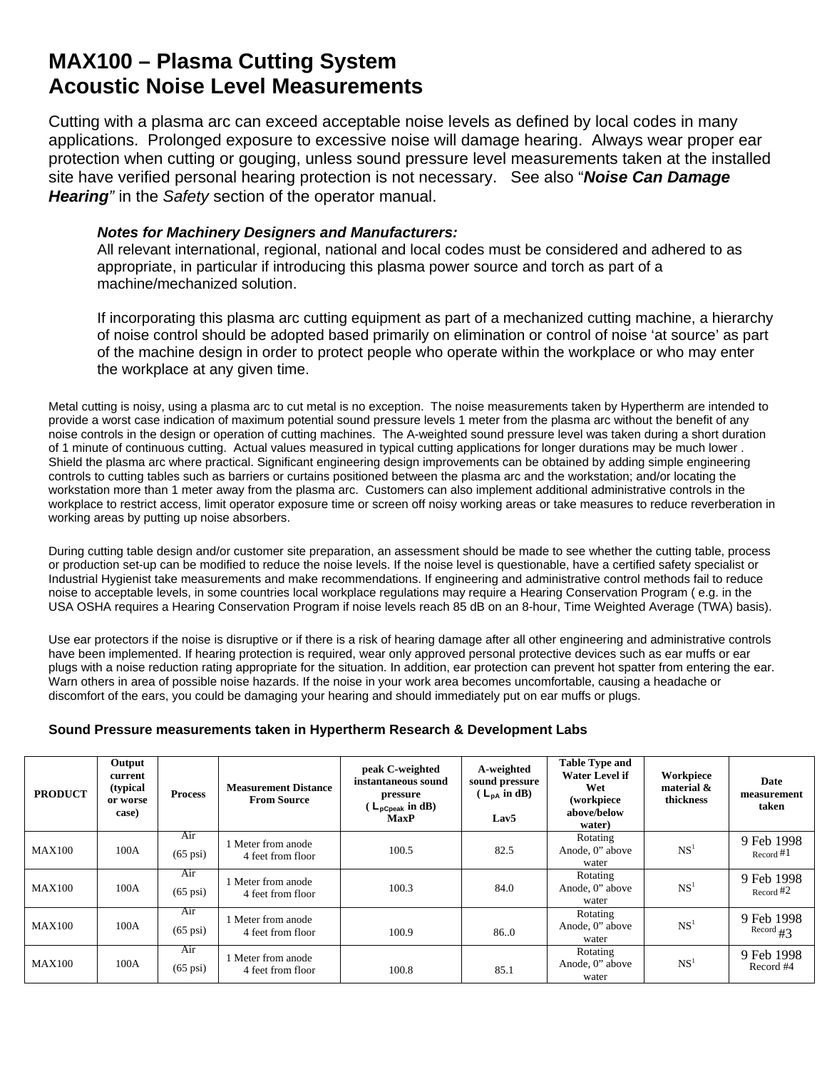# MAX100 – Plasma Cutting System
# Acoustic Noise Level Measurements

Cutting with a plasma arc can exceed acceptable noise levels as defined by local codes in many applications. Prolonged exposure to excessive noise will damage hearing. Always wear proper ear protection when cutting or gouging, unless sound pressure level measurements taken at the installed site have verified personal hearing protection is not necessary. See also "***Noise Can Damage Hearing***" in the *Safety* section of the operator manual.

> ***Notes for Machinery Designers and Manufacturers:***
> All relevant international, regional, national and local codes must be considered and adhered to as appropriate, in particular if introducing this plasma power source and torch as part of a machine/mechanized solution.
>
> If incorporating this plasma arc cutting equipment as part of a mechanized cutting machine, a hierarchy of noise control should be adopted based primarily on elimination or control of noise 'at source' as part of the machine design in order to protect people who operate within the workplace or who may enter the workplace at any given time.

Metal cutting is noisy, using a plasma arc to cut metal is no exception. The noise measurements taken by Hypertherm are intended to provide a worst case indication of maximum potential sound pressure levels 1 meter from the plasma arc without the benefit of any noise controls in the design or operation of cutting machines. The A-weighted sound pressure level was taken during a short duration of 1 minute of continuous cutting. Actual values measured in typical cutting applications for longer durations may be much lower . Shield the plasma arc where practical. Significant engineering design improvements can be obtained by adding simple engineering controls to cutting tables such as barriers or curtains positioned between the plasma arc and the workstation; and/or locating the workstation more than 1 meter away from the plasma arc. Customers can also implement additional administrative controls in the workplace to restrict access, limit operator exposure time or screen off noisy working areas or take measures to reduce reverberation in working areas by putting up noise absorbers.

During cutting table design and/or customer site preparation, an assessment should be made to see whether the cutting table, process or production set-up can be modified to reduce the noise levels. If the noise level is questionable, have a certified safety specialist or Industrial Hygienist take measurements and make recommendations. If engineering and administrative control methods fail to reduce noise to acceptable levels, in some countries local workplace regulations may require a Hearing Conservation Program ( e.g. in the USA OSHA requires a Hearing Conservation Program if noise levels reach 85 dB on an 8-hour, Time Weighted Average (TWA) basis).

Use ear protectors if the noise is disruptive or if there is a risk of hearing damage after all other engineering and administrative controls have been implemented. If hearing protection is required, wear only approved personal protective devices such as ear muffs or ear plugs with a noise reduction rating appropriate for the situation. In addition, ear protection can prevent hot spatter from entering the ear. Warn others in area of possible noise hazards. If the noise in your work area becomes uncomfortable, causing a headache or discomfort of the ears, you could be damaging your hearing and should immediately put on ear muffs or plugs.

**Sound Pressure measurements taken in Hypertherm Research & Development Labs**

| PRODUCT | Output current (typical or worse case) | Process | Measurement Distance From Source | peak C-weighted instantaneous sound pressure ( $L_{pCpeak}$ in dB) MaxP | A-weighted sound pressure ( $L_{pA}$ in dB) Lav5 | Table Type and Water Level if Wet (workpiece above/below water) | Workpiece material & thickness | Date measurement taken |
|---|---|---|---|---|---|---|---|---|
| MAX100 | 100A | Air (65 psi) | 1 Meter from anode 4 feet from floor | 100.5 | 82.5 | Rotating Anode, 0" above water | NS[1] | 9 Feb 1998 Record #1 |
| MAX100 | 100A | Air (65 psi) | 1 Meter from anode 4 feet from floor | 100.3 | 84.0 | Rotating Anode, 0" above water | NS[1] | 9 Feb 1998 Record #2 |
| MAX100 | 100A | Air (65 psi) | 1 Meter from anode 4 feet from floor | 100.9 | 86..0 | Rotating Anode, 0" above water | NS[1] | 9 Feb 1998 Record #3 |
| MAX100 | 100A | Air (65 psi) | 1 Meter from anode 4 feet from floor | 100.8 | 85.1 | Rotating Anode, 0" above water | NS[1] | 9 Feb 1998 Record #4 |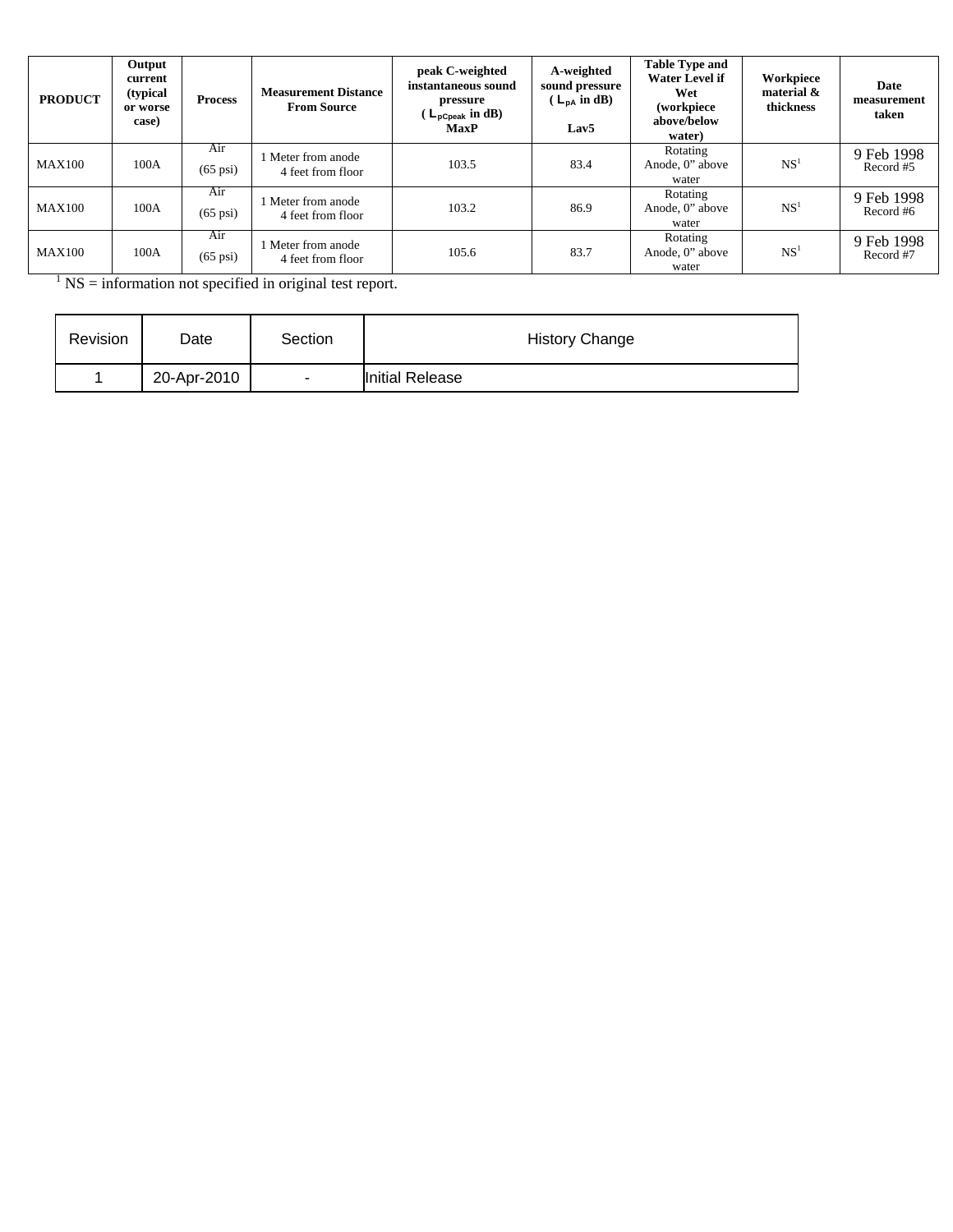| PRODUCT | Output current (typical or worse case) | Process | Measurement Distance From Source | peak C-weighted instantaneous sound pressure ( $L_{pCpeak}$ in dB) MaxP | A-weighted sound pressure ( $L_{pA}$ in dB) Lav5 | Table Type and Water Level if Wet (workpiece above/below water) | Workpiece material & thickness | Date measurement taken |
|---|---|---|---|---|---|---|---|---|
| MAX100 | 100A | Air (65 psi) | 1 Meter from anode 4 feet from floor | 103.5 | 83.4 | Rotating Anode, 0" above water | NS[1] | 9 Feb 1998 Record #5 |
| MAX100 | 100A | Air (65 psi) | 1 Meter from anode 4 feet from floor | 103.2 | 86.9 | Rotating Anode, 0" above water | NS[1] | 9 Feb 1998 Record #6 |
| MAX100 | 100A | Air (65 psi) | 1 Meter from anode 4 feet from floor | 105.6 | 83.7 | Rotating Anode, 0" above water | NS[1] | 9 Feb 1998 Record #7 |

[1] NS = information not specified in original test report.

| Revision | Date | Section | History Change |
|---|---|---|---|
| 1 | 20-Apr-2010 | - | Initial Release |